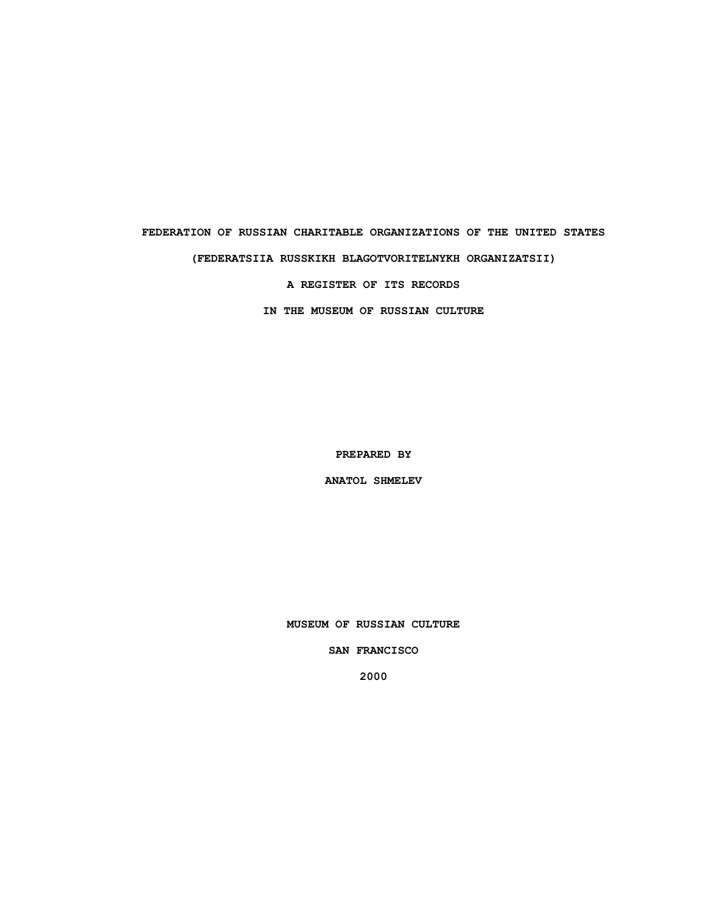# FEDERATION OF RUSSIAN CHARITABLE ORGANIZATIONS OF THE UNITED STATES

# (FEDERATSIIA RUSSKIKH BLAGOTVORITELNYKH ORGANIZATSII)

## A REGISTER OF ITS RECORDS

## IN THE MUSEUM OF RUSSIAN CULTURE

**PREPARED BY**

**ANATOL SHMELEV**

**MUSEUM OF RUSSIAN CULTURE**

**SAN FRANCISCO**

**2000**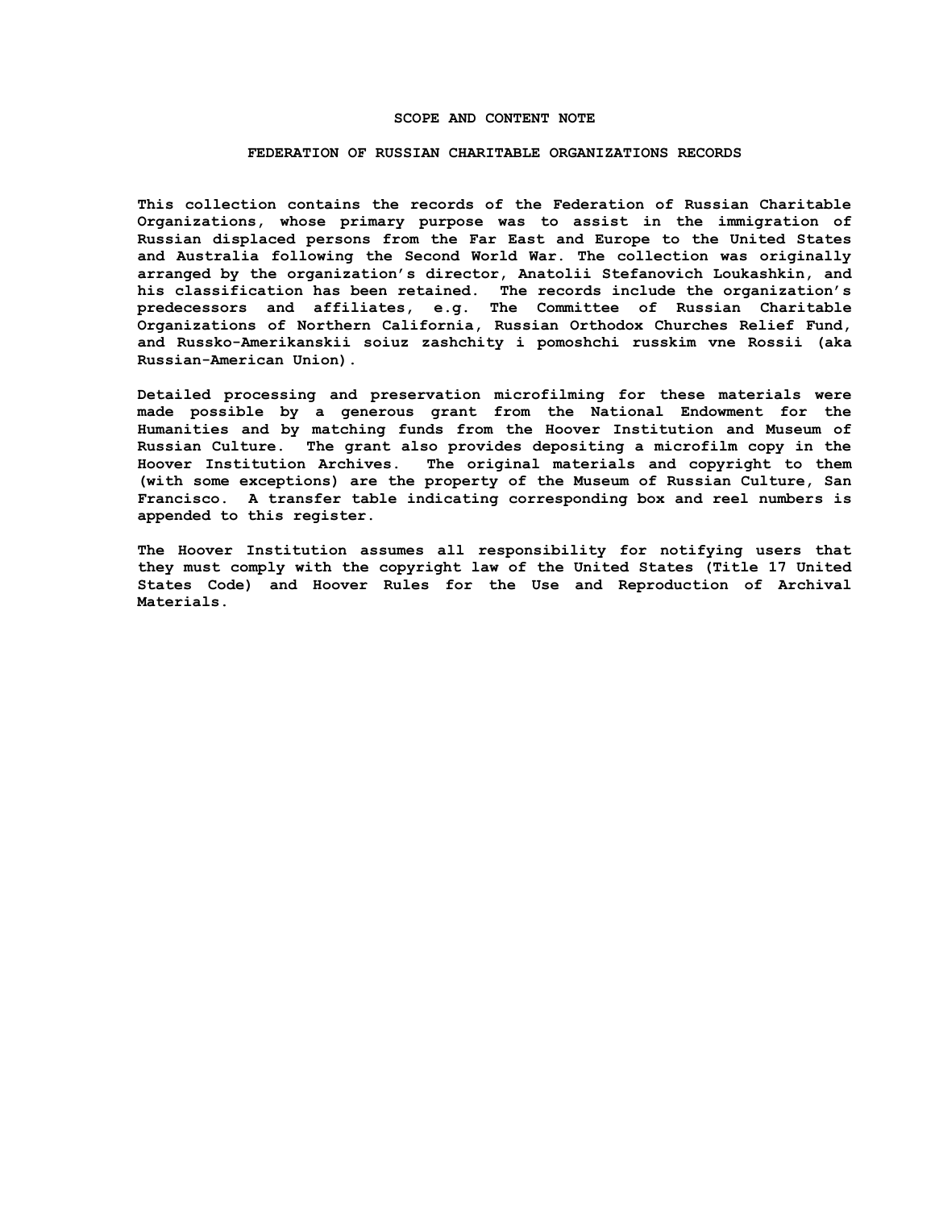# SCOPE AND CONTENT NOTE

## FEDERATION OF RUSSIAN CHARITABLE ORGANIZATIONS RECORDS

This collection contains the records of the Federation of Russian Charitable Organizations, whose primary purpose was to assist in the immigration of Russian displaced persons from the Far East and Europe to the United States and Australia following the Second World War. The collection was originally arranged by the organization's director, Anatolii Stefanovich Loukashkin, and his classification has been retained. The records include the organization's predecessors and affiliates, e.g. The Committee of Russian Charitable Organizations of Northern California, Russian Orthodox Churches Relief Fund, and Russko-Amerikanskii soiuz zashchity i pomoshchi russkim vne Rossii (aka Russian-American Union).

Detailed processing and preservation microfilming for these materials were made possible by a generous grant from the National Endowment for the Humanities and by matching funds from the Hoover Institution and Museum of Russian Culture. The grant also provides depositing a microfilm copy in the Hoover Institution Archives. The original materials and copyright to them (with some exceptions) are the property of the Museum of Russian Culture, San Francisco. A transfer table indicating corresponding box and reel numbers is appended to this register.

The Hoover Institution assumes all responsibility for notifying users that they must comply with the copyright law of the United States (Title 17 United States Code) and Hoover Rules for the Use and Reproduction of Archival Materials.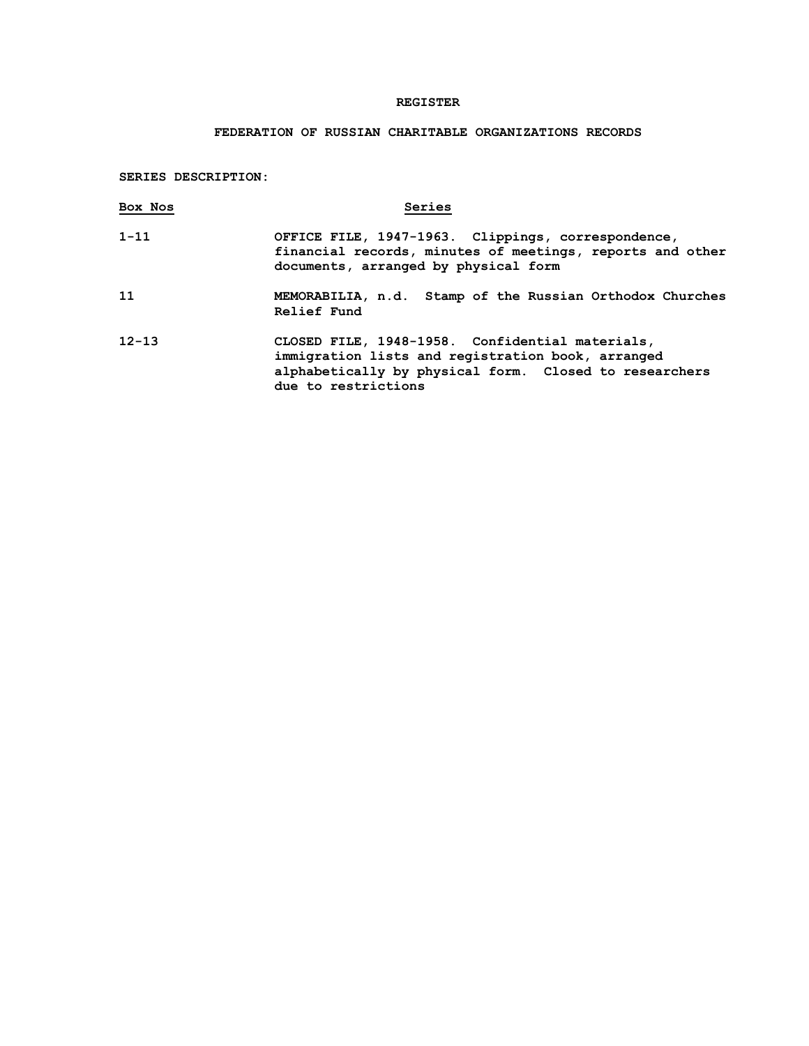# REGISTER

## FEDERATION OF RUSSIAN CHARITABLE ORGANIZATIONS RECORDS

**SERIES DESCRIPTION:**

| Box Nos | Series |
|---|---|
| 1-11 | OFFICE FILE, 1947-1963. Clippings, correspondence, financial records, minutes of meetings, reports and other documents, arranged by physical form |
| 11 | MEMORABILIA, n.d. Stamp of the Russian Orthodox Churches Relief Fund |
| 12-13 | CLOSED FILE, 1948-1958. Confidential materials, immigration lists and registration book, arranged alphabetically by physical form. Closed to researchers due to restrictions |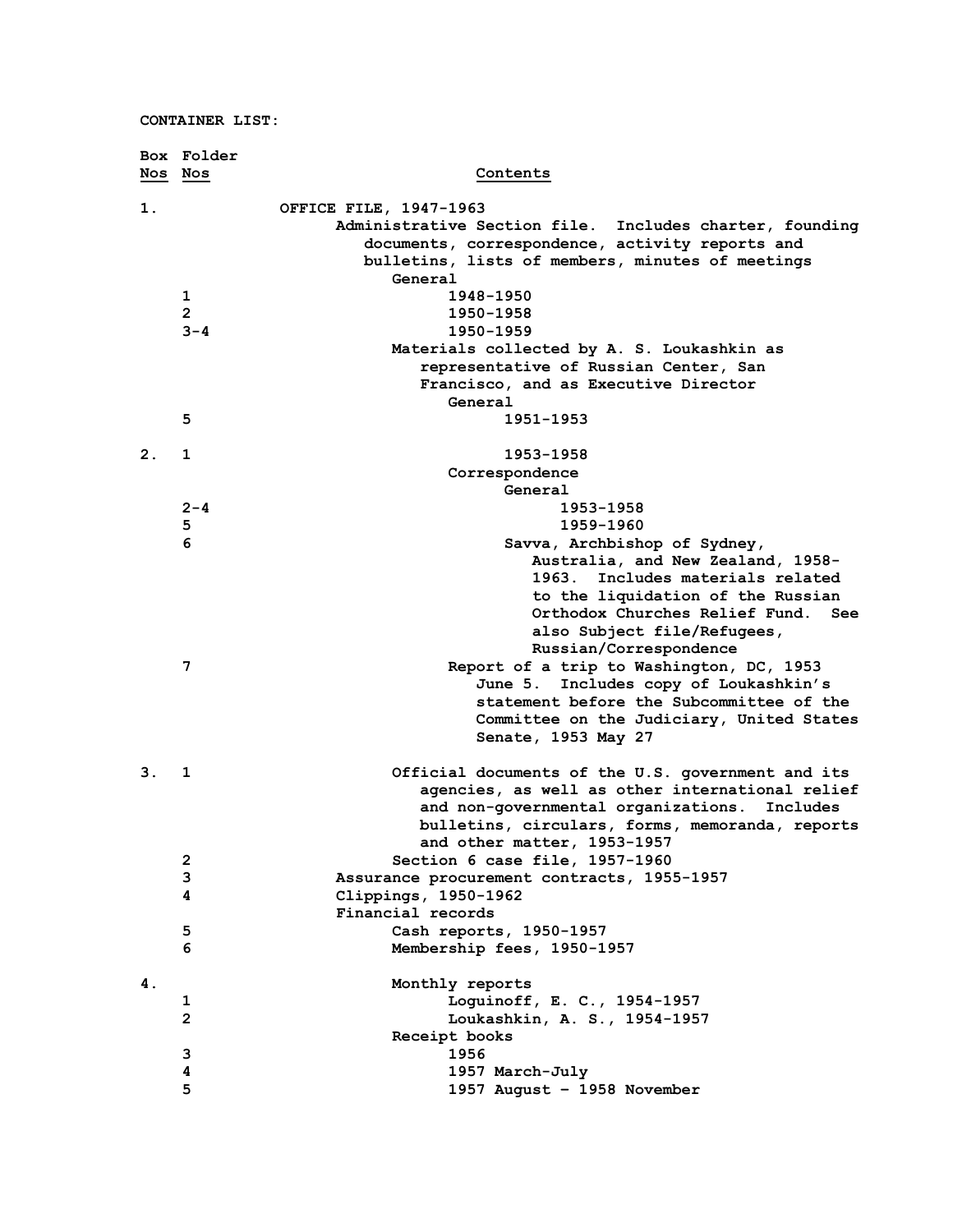CONTAINER LIST:

| Box Nos | Folder Nos | Contents |
|---|---|---|
| 1. | | OFFICE FILE, 1947-1963 |
| | | Administrative Section file. Includes charter, founding documents, correspondence, activity reports and bulletins, lists of members, minutes of meetings |
| | | General |
| | 1 | 1948-1950 |
| | 2 | 1950-1958 |
| | 3-4 | 1950-1959 |
| | | Materials collected by A. S. Loukashkin as representative of Russian Center, San Francisco, and as Executive Director |
| | | General |
| | 5 | 1951-1953 |
| 2. | 1 | 1953-1958 |
| | | Correspondence |
| | | General |
| | 2-4 | 1953-1958 |
| | 5 | 1959-1960 |
| | 6 | Savva, Archbishop of Sydney, Australia, and New Zealand, 1958-1963. Includes materials related to the liquidation of the Russian Orthodox Churches Relief Fund. See also Subject file/Refugees, Russian/Correspondence |
| | 7 | Report of a trip to Washington, DC, 1953 June 5. Includes copy of Loukashkin's statement before the Subcommittee of the Committee on the Judiciary, United States Senate, 1953 May 27 |
| 3. | 1 | Official documents of the U.S. government and its agencies, as well as other international relief and non-governmental organizations. Includes bulletins, circulars, forms, memoranda, reports and other matter, 1953-1957 |
| | 2 | Section 6 case file, 1957-1960 |
| | 3 | Assurance procurement contracts, 1955-1957 |
| | 4 | Clippings, 1950-1962 |
| | | Financial records |
| | 5 | Cash reports, 1950-1957 |
| | 6 | Membership fees, 1950-1957 |
| 4. | | Monthly reports |
| | 1 | Loguinoff, E. C., 1954-1957 |
| | 2 | Loukashkin, A. S., 1954-1957 |
| | | Receipt books |
| | 3 | 1956 |
| | 4 | 1957 March-July |
| | 5 | 1957 August – 1958 November |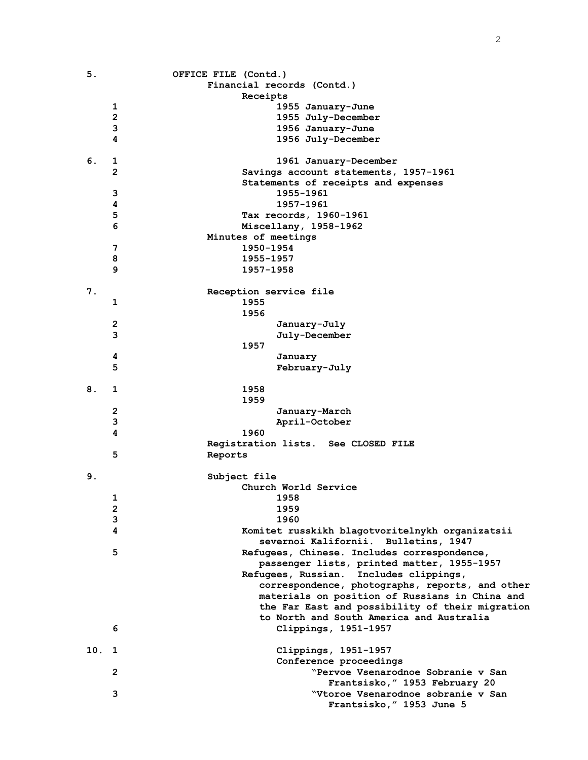| Box | Folder | Description |
|---|---|---|
| 5. | | OFFICE FILE (Contd.) |
| | | Financial records (Contd.) |
| | | Receipts |
| | 1 | 1955 January-June |
| | 2 | 1955 July-December |
| | 3 | 1956 January-June |
| | 4 | 1956 July-December |
| 6. | 1 | 1961 January-December |
| | 2 | Savings account statements, 1957-1961 |
| | | Statements of receipts and expenses |
| | 3 | 1955-1961 |
| | 4 | 1957-1961 |
| | 5 | Tax records, 1960-1961 |
| | 6 | Miscellany, 1958-1962 |
| | | Minutes of meetings |
| | 7 | 1950-1954 |
| | 8 | 1955-1957 |
| | 9 | 1957-1958 |
| 7. | | Reception service file |
| | 1 | 1955 |
| | | 1956 |
| | 2 | January-July |
| | 3 | July-December |
| | | 1957 |
| | 4 | January |
| | 5 | February-July |
| 8. | 1 | 1958 |
| | | 1959 |
| | 2 | January-March |
| | 3 | April-October |
| | 4 | 1960 |
| | | Registration lists. See CLOSED FILE |
| | 5 | Reports |
| 9. | | Subject file |
| | | Church World Service |
| | 1 | 1958 |
| | 2 | 1959 |
| | 3 | 1960 |
| | 4 | Komitet russkikh blagotvoritelnykh organizatsii severnoi Kalifornii. Bulletins, 1947 |
| | 5 | Refugees, Chinese. Includes correspondence, passenger lists, printed matter, 1955-1957 |
| | | Refugees, Russian. Includes clippings, correspondence, photographs, reports, and other materials on position of Russians in China and the Far East and possibility of their migration to North and South America and Australia |
| | 6 | Clippings, 1951-1957 |
| 10. | 1 | Clippings, 1951-1957 |
| | | Conference proceedings |
| | 2 | "Pervoe Vsenarodnoe Sobranie v San Frantsisko," 1953 February 20 |
| | 3 | "Vtoroe Vsenarodnoe sobranie v San Frantsisko," 1953 June 5 |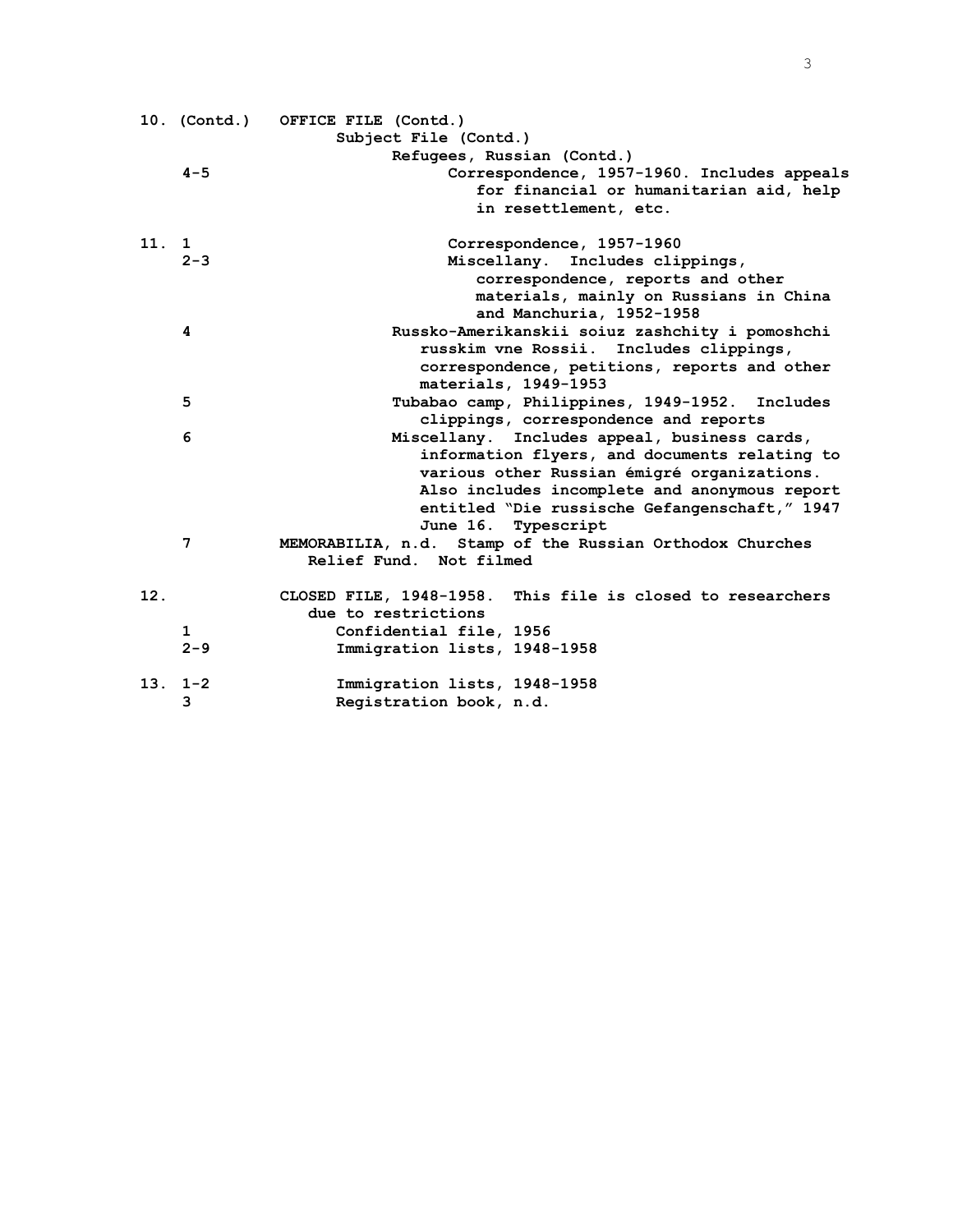| | | |
|---|---|---|
| 10. (Contd.) | | OFFICE FILE (Contd.) |
| | | Subject File (Contd.) |
| | | Refugees, Russian (Contd.) |
| | 4-5 | Correspondence, 1957-1960. Includes appeals for financial or humanitarian aid, help in resettlement, etc. |
| 11. | 1 | Correspondence, 1957-1960 |
| | 2-3 | Miscellany. Includes clippings, correspondence, reports and other materials, mainly on Russians in China and Manchuria, 1952-1958 |
| | 4 | Russko-Amerikanskii soiuz zashchity i pomoshchi russkim vne Rossii. Includes clippings, correspondence, petitions, reports and other materials, 1949-1953 |
| | 5 | Tubabao camp, Philippines, 1949-1952. Includes clippings, correspondence and reports |
| | 6 | Miscellany. Includes appeal, business cards, information flyers, and documents relating to various other Russian émigré organizations. Also includes incomplete and anonymous report entitled "Die russische Gefangenschaft," 1947 June 16. Typescript |
| | 7 | MEMORABILIA, n.d. Stamp of the Russian Orthodox Churches Relief Fund. Not filmed |
| 12. | | CLOSED FILE, 1948-1958. This file is closed to researchers due to restrictions |
| | 1 | Confidential file, 1956 |
| | 2-9 | Immigration lists, 1948-1958 |
| 13. | 1-2 | Immigration lists, 1948-1958 |
| | 3 | Registration book, n.d. |